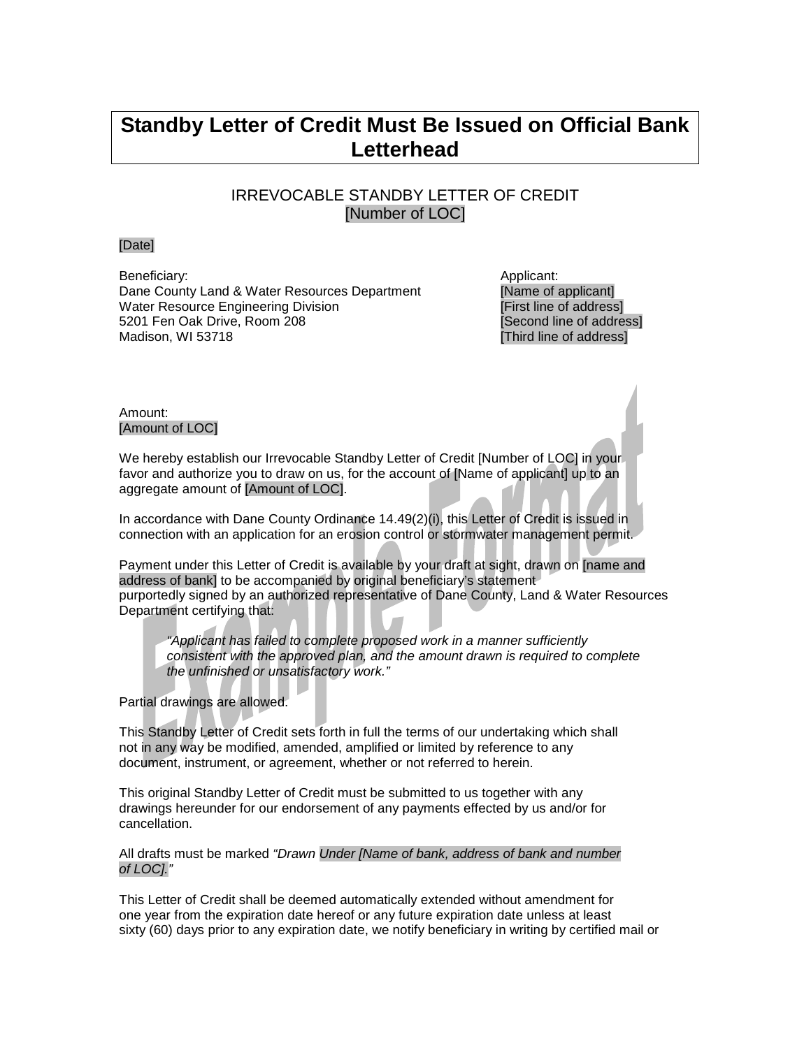# Standby Letter of Credit Must Be Issued on Official Bank Letterhead

## IRREVOCABLE STANDBY LETTER OF CREDIT
[Number of LOC]

[Date]

Beneficiary:
Dane County Land & Water Resources Department
Water Resource Engineering Division
5201 Fen Oak Drive, Room 208
Madison, WI 53718

Applicant:
[Name of applicant]
[First line of address]
[Second line of address]
[Third line of address]

Amount:
[Amount of LOC]

We hereby establish our Irrevocable Standby Letter of Credit [Number of LOC] in your favor and authorize you to draw on us, for the account of [Name of applicant] up to an aggregate amount of [Amount of LOC].

In accordance with Dane County Ordinance 14.49(2)(i), this Letter of Credit is issued in connection with an application for an erosion control or stormwater management permit.

Payment under this Letter of Credit is available by your draft at sight, drawn on [name and address of bank] to be accompanied by original beneficiary's statement purportedly signed by an authorized representative of Dane County, Land & Water Resources Department certifying that:

> *"Applicant has failed to complete proposed work in a manner sufficiently consistent with the approved plan, and the amount drawn is required to complete the unfinished or unsatisfactory work."*

Partial drawings are allowed.

This Standby Letter of Credit sets forth in full the terms of our undertaking which shall not in any way be modified, amended, amplified or limited by reference to any document, instrument, or agreement, whether or not referred to herein.

This original Standby Letter of Credit must be submitted to us together with any drawings hereunder for our endorsement of any payments effected by us and/or for cancellation.

All drafts must be marked *"Drawn Under [Name of bank, address of bank and number of LOC]."*

This Letter of Credit shall be deemed automatically extended without amendment for one year from the expiration date hereof or any future expiration date unless at least sixty (60) days prior to any expiration date, we notify beneficiary in writing by certified mail or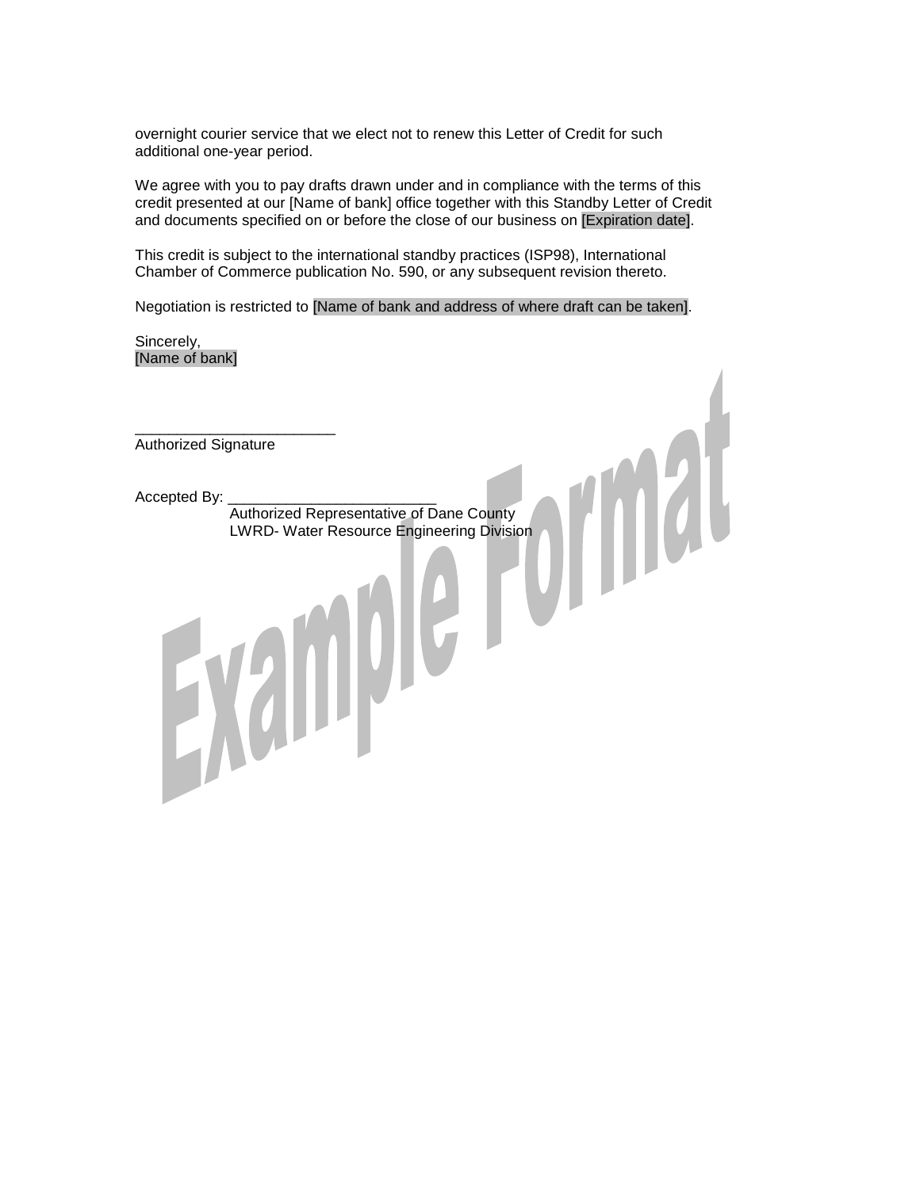overnight courier service that we elect not to renew this Letter of Credit for such additional one-year period.

We agree with you to pay drafts drawn under and in compliance with the terms of this credit presented at our [Name of bank] office together with this Standby Letter of Credit and documents specified on or before the close of our business on [Expiration date].

This credit is subject to the international standby practices (ISP98), International Chamber of Commerce publication No. 590, or any subsequent revision thereto.

Negotiation is restricted to [Name of bank and address of where draft can be taken].

Sincerely,
[Name of bank]

________________________
Authorized Signature

Accepted By: _________________________
Authorized Representative of Dane County
LWRD- Water Resource Engineering Division

Example Format